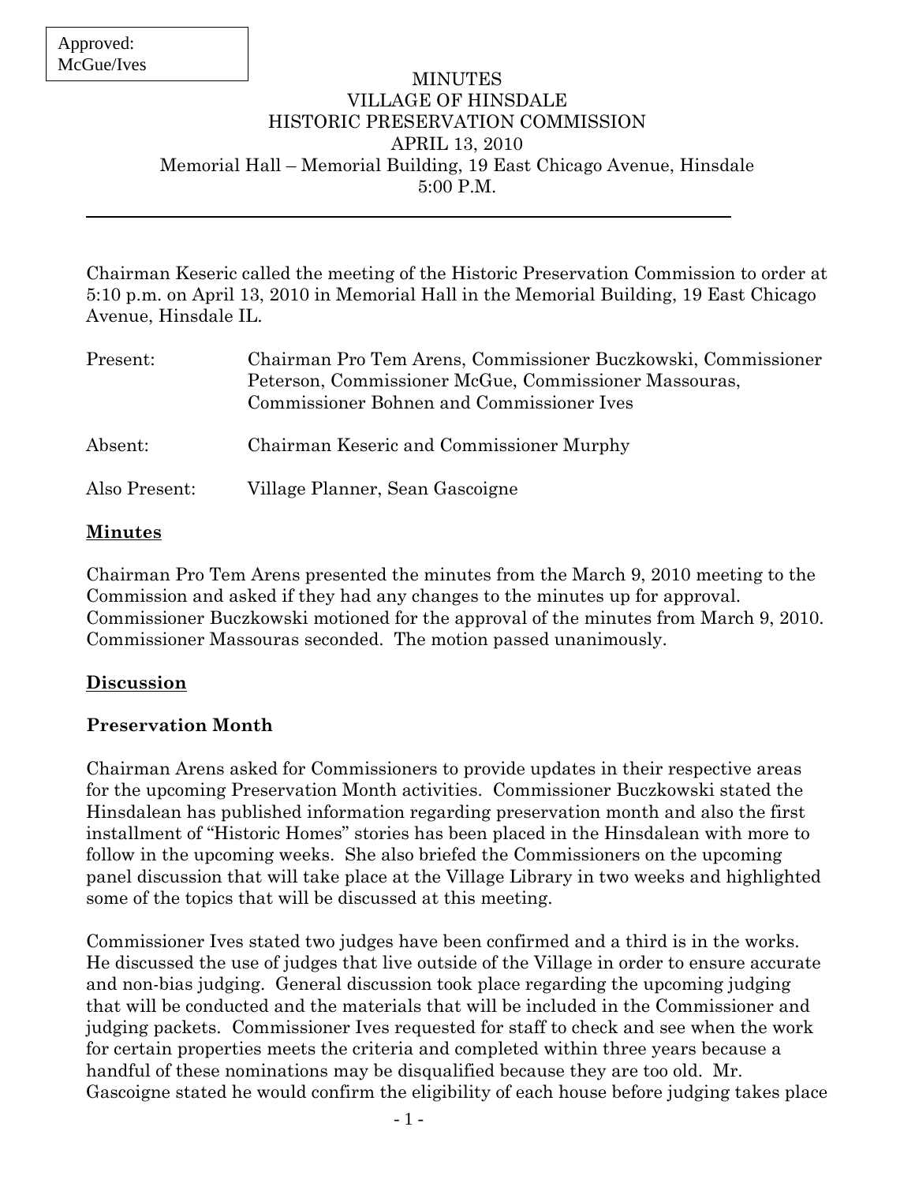Approved:
McGue/Ives

# MINUTES
# VILLAGE OF HINSDALE
# HISTORIC PRESERVATION COMMISSION
## APRIL 13, 2010
Memorial Hall – Memorial Building, 19 East Chicago Avenue, Hinsdale
5:00 P.M.

---

Chairman Keseric called the meeting of the Historic Preservation Commission to order at 5:10 p.m. on April 13, 2010 in Memorial Hall in the Memorial Building, 19 East Chicago Avenue, Hinsdale IL.

| | |
|---|---|
| Present: | Chairman Pro Tem Arens, Commissioner Buczkowski, Commissioner Peterson, Commissioner McGue, Commissioner Massouras, Commissioner Bohnen and Commissioner Ives |
| Absent: | Chairman Keseric and Commissioner Murphy |
| Also Present: | Village Planner, Sean Gascoigne |

**Minutes**

Chairman Pro Tem Arens presented the minutes from the March 9, 2010 meeting to the Commission and asked if they had any changes to the minutes up for approval. Commissioner Buczkowski motioned for the approval of the minutes from March 9, 2010. Commissioner Massouras seconded. The motion passed unanimously.

**Discussion**

**Preservation Month**

Chairman Arens asked for Commissioners to provide updates in their respective areas for the upcoming Preservation Month activities. Commissioner Buczkowski stated the Hinsdalean has published information regarding preservation month and also the first installment of "Historic Homes" stories has been placed in the Hinsdalean with more to follow in the upcoming weeks. She also briefed the Commissioners on the upcoming panel discussion that will take place at the Village Library in two weeks and highlighted some of the topics that will be discussed at this meeting.

Commissioner Ives stated two judges have been confirmed and a third is in the works. He discussed the use of judges that live outside of the Village in order to ensure accurate and non-bias judging. General discussion took place regarding the upcoming judging that will be conducted and the materials that will be included in the Commissioner and judging packets. Commissioner Ives requested for staff to check and see when the work for certain properties meets the criteria and completed within three years because a handful of these nominations may be disqualified because they are too old. Mr. Gascoigne stated he would confirm the eligibility of each house before judging takes place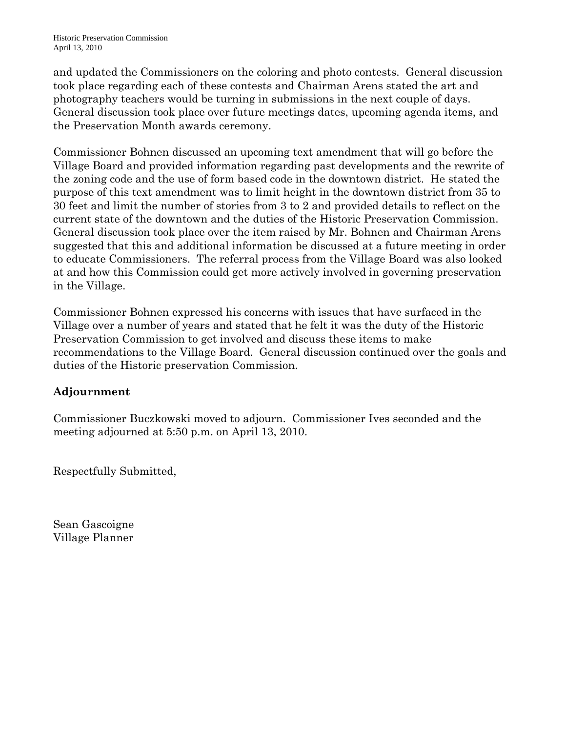and updated the Commissioners on the coloring and photo contests. General discussion took place regarding each of these contests and Chairman Arens stated the art and photography teachers would be turning in submissions in the next couple of days. General discussion took place over future meetings dates, upcoming agenda items, and the Preservation Month awards ceremony.

Commissioner Bohnen discussed an upcoming text amendment that will go before the Village Board and provided information regarding past developments and the rewrite of the zoning code and the use of form based code in the downtown district. He stated the purpose of this text amendment was to limit height in the downtown district from 35 to 30 feet and limit the number of stories from 3 to 2 and provided details to reflect on the current state of the downtown and the duties of the Historic Preservation Commission. General discussion took place over the item raised by Mr. Bohnen and Chairman Arens suggested that this and additional information be discussed at a future meeting in order to educate Commissioners. The referral process from the Village Board was also looked at and how this Commission could get more actively involved in governing preservation in the Village.

Commissioner Bohnen expressed his concerns with issues that have surfaced in the Village over a number of years and stated that he felt it was the duty of the Historic Preservation Commission to get involved and discuss these items to make recommendations to the Village Board. General discussion continued over the goals and duties of the Historic preservation Commission.

**Adjournment**

Commissioner Buczkowski moved to adjourn. Commissioner Ives seconded and the meeting adjourned at 5:50 p.m. on April 13, 2010.

Respectfully Submitted,

Sean Gascoigne
Village Planner